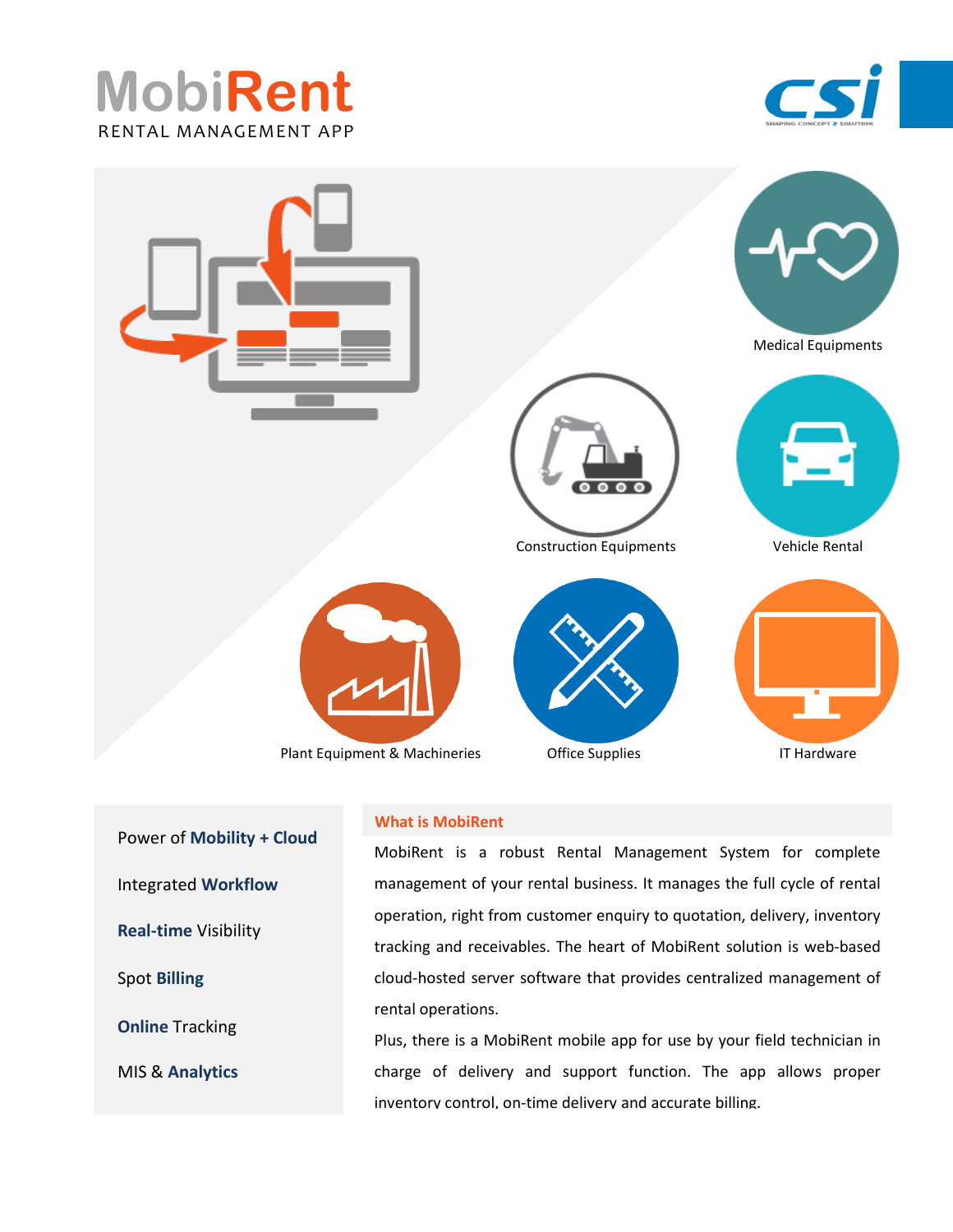# MobiRent

RENTAL MANAGEMENT APP

Medical Equipments

Construction Equipments

Vehicle Rental

Plant Equipment & Machineries

Office Supplies

IT Hardware

- Power of **Mobility + Cloud**
- Integrated **Workflow**
- **Real-time** Visibility
- Spot **Billing**
- **Online** Tracking
- MIS & **Analytics**

## What is MobiRent

MobiRent is a robust Rental Management System for complete management of your rental business. It manages the full cycle of rental operation, right from customer enquiry to quotation, delivery, inventory tracking and receivables. The heart of MobiRent solution is web-based cloud-hosted server software that provides centralized management of rental operations.

Plus, there is a MobiRent mobile app for use by your field technician in charge of delivery and support function. The app allows proper inventory control, on-time delivery and accurate billing.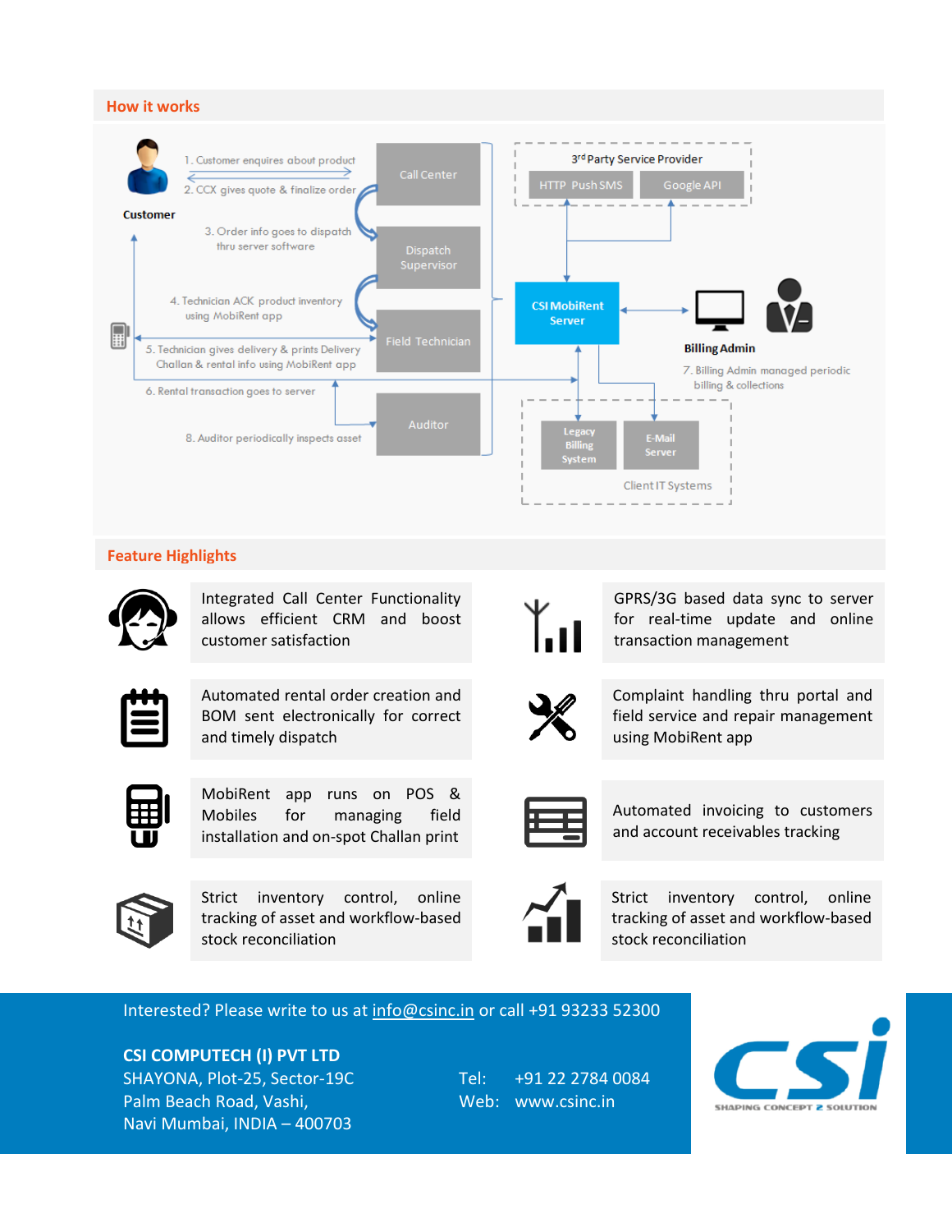## How it works

Customer

1. Customer enquires about product
2. CCX gives quote & finalize order
3. Order info goes to dispatch thru server software
4. Technician ACK product inventory using MobiRent app
5. Technician gives delivery & prints Delivery Challan & rental info using MobiRent app
6. Rental transaction goes to server
7. Billing Admin managed periodic billing & collections
8. Auditor periodically inspects asset

Call Center

Dispatch Supervisor

Field Technician

Auditor

3rd Party Service Provider

HTTP Push SMS

Google API

CSI MobiRent Server

Billing Admin

Legacy Billing System

E-Mail Server

Client IT Systems

## Feature Highlights

Integrated Call Center Functionality allows efficient CRM and boost customer satisfaction

GPRS/3G based data sync to server for real-time update and online transaction management

Automated rental order creation and BOM sent electronically for correct and timely dispatch

Complaint handling thru portal and field service and repair management using MobiRent app

MobiRent app runs on POS & Mobiles for managing field installation and on-spot Challan print

Automated invoicing to customers and account receivables tracking

Strict inventory control, online tracking of asset and workflow-based stock reconciliation

Strict inventory control, online tracking of asset and workflow-based stock reconciliation

Interested? Please write to us at info@csinc.in or call +91 93233 52300

**CSI COMPUTECH (I) PVT LTD**
SHAYONA, Plot-25, Sector-19C
Palm Beach Road, Vashi,
Navi Mumbai, INDIA – 400703

Tel: +91 22 2784 0084
Web: www.csinc.in

csi
SHAPING CONCEPT 2 SOLUTION